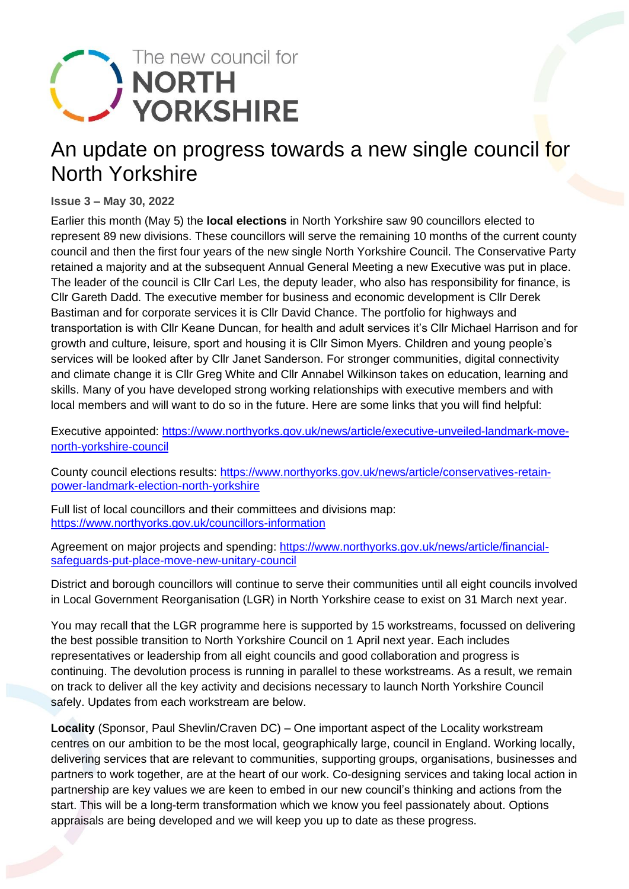The new council for
**NORTH YORKSHIRE**

# An update on progress towards a new single council for North Yorkshire

**Issue 3 – May 30, 2022**

Earlier this month (May 5) the **local elections** in North Yorkshire saw 90 councillors elected to represent 89 new divisions. These councillors will serve the remaining 10 months of the current county council and then the first four years of the new single North Yorkshire Council. The Conservative Party retained a majority and at the subsequent Annual General Meeting a new Executive was put in place. The leader of the council is Cllr Carl Les, the deputy leader, who also has responsibility for finance, is Cllr Gareth Dadd. The executive member for business and economic development is Cllr Derek Bastiman and for corporate services it is Cllr David Chance. The portfolio for highways and transportation is with Cllr Keane Duncan, for health and adult services it's Cllr Michael Harrison and for growth and culture, leisure, sport and housing it is Cllr Simon Myers. Children and young people's services will be looked after by Cllr Janet Sanderson. For stronger communities, digital connectivity and climate change it is Cllr Greg White and Cllr Annabel Wilkinson takes on education, learning and skills. Many of you have developed strong working relationships with executive members and with local members and will want to do so in the future. Here are some links that you will find helpful:

Executive appointed: https://www.northyorks.gov.uk/news/article/executive-unveiled-landmark-move-north-yorkshire-council

County council elections results: https://www.northyorks.gov.uk/news/article/conservatives-retain-power-landmark-election-north-yorkshire

Full list of local councillors and their committees and divisions map: https://www.northyorks.gov.uk/councillors-information

Agreement on major projects and spending: https://www.northyorks.gov.uk/news/article/financial-safeguards-put-place-move-new-unitary-council

District and borough councillors will continue to serve their communities until all eight councils involved in Local Government Reorganisation (LGR) in North Yorkshire cease to exist on 31 March next year.

You may recall that the LGR programme here is supported by 15 workstreams, focussed on delivering the best possible transition to North Yorkshire Council on 1 April next year. Each includes representatives or leadership from all eight councils and good collaboration and progress is continuing. The devolution process is running in parallel to these workstreams. As a result, we remain on track to deliver all the key activity and decisions necessary to launch North Yorkshire Council safely. Updates from each workstream are below.

**Locality** (Sponsor, Paul Shevlin/Craven DC) – One important aspect of the Locality workstream centres on our ambition to be the most local, geographically large, council in England. Working locally, delivering services that are relevant to communities, supporting groups, organisations, businesses and partners to work together, are at the heart of our work. Co-designing services and taking local action in partnership are key values we are keen to embed in our new council's thinking and actions from the start. This will be a long-term transformation which we know you feel passionately about. Options appraisals are being developed and we will keep you up to date as these progress.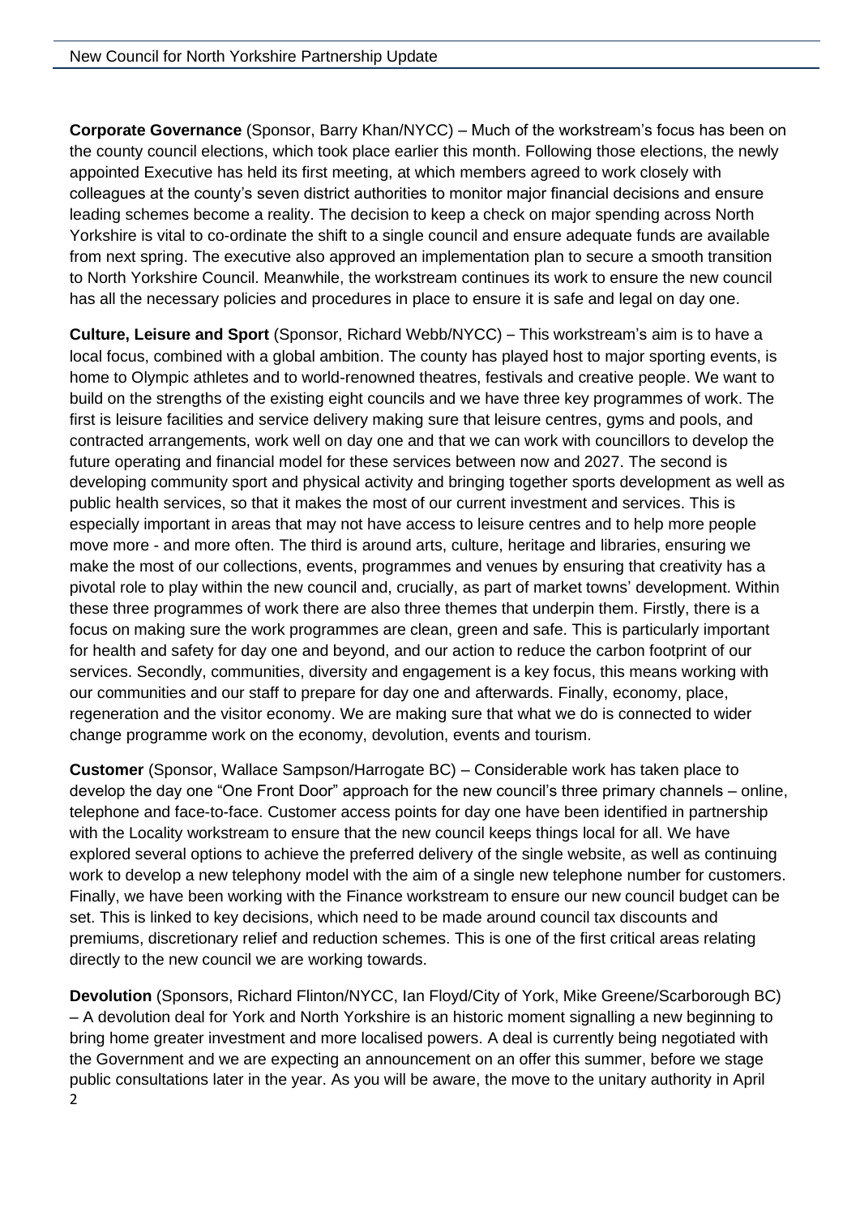**Corporate Governance** (Sponsor, Barry Khan/NYCC) – Much of the workstream's focus has been on the county council elections, which took place earlier this month. Following those elections, the newly appointed Executive has held its first meeting, at which members agreed to work closely with colleagues at the county's seven district authorities to monitor major financial decisions and ensure leading schemes become a reality. The decision to keep a check on major spending across North Yorkshire is vital to co-ordinate the shift to a single council and ensure adequate funds are available from next spring. The executive also approved an implementation plan to secure a smooth transition to North Yorkshire Council. Meanwhile, the workstream continues its work to ensure the new council has all the necessary policies and procedures in place to ensure it is safe and legal on day one.

**Culture, Leisure and Sport** (Sponsor, Richard Webb/NYCC) – This workstream's aim is to have a local focus, combined with a global ambition. The county has played host to major sporting events, is home to Olympic athletes and to world-renowned theatres, festivals and creative people. We want to build on the strengths of the existing eight councils and we have three key programmes of work. The first is leisure facilities and service delivery making sure that leisure centres, gyms and pools, and contracted arrangements, work well on day one and that we can work with councillors to develop the future operating and financial model for these services between now and 2027. The second is developing community sport and physical activity and bringing together sports development as well as public health services, so that it makes the most of our current investment and services. This is especially important in areas that may not have access to leisure centres and to help more people move more - and more often. The third is around arts, culture, heritage and libraries, ensuring we make the most of our collections, events, programmes and venues by ensuring that creativity has a pivotal role to play within the new council and, crucially, as part of market towns' development. Within these three programmes of work there are also three themes that underpin them. Firstly, there is a focus on making sure the work programmes are clean, green and safe. This is particularly important for health and safety for day one and beyond, and our action to reduce the carbon footprint of our services. Secondly, communities, diversity and engagement is a key focus, this means working with our communities and our staff to prepare for day one and afterwards. Finally, economy, place, regeneration and the visitor economy. We are making sure that what we do is connected to wider change programme work on the economy, devolution, events and tourism.

**Customer** (Sponsor, Wallace Sampson/Harrogate BC) – Considerable work has taken place to develop the day one "One Front Door" approach for the new council's three primary channels – online, telephone and face-to-face. Customer access points for day one have been identified in partnership with the Locality workstream to ensure that the new council keeps things local for all. We have explored several options to achieve the preferred delivery of the single website, as well as continuing work to develop a new telephony model with the aim of a single new telephone number for customers. Finally, we have been working with the Finance workstream to ensure our new council budget can be set. This is linked to key decisions, which need to be made around council tax discounts and premiums, discretionary relief and reduction schemes. This is one of the first critical areas relating directly to the new council we are working towards.

**Devolution** (Sponsors, Richard Flinton/NYCC, Ian Floyd/City of York, Mike Greene/Scarborough BC) – A devolution deal for York and North Yorkshire is an historic moment signalling a new beginning to bring home greater investment and more localised powers. A deal is currently being negotiated with the Government and we are expecting an announcement on an offer this summer, before we stage public consultations later in the year. As you will be aware, the move to the unitary authority in April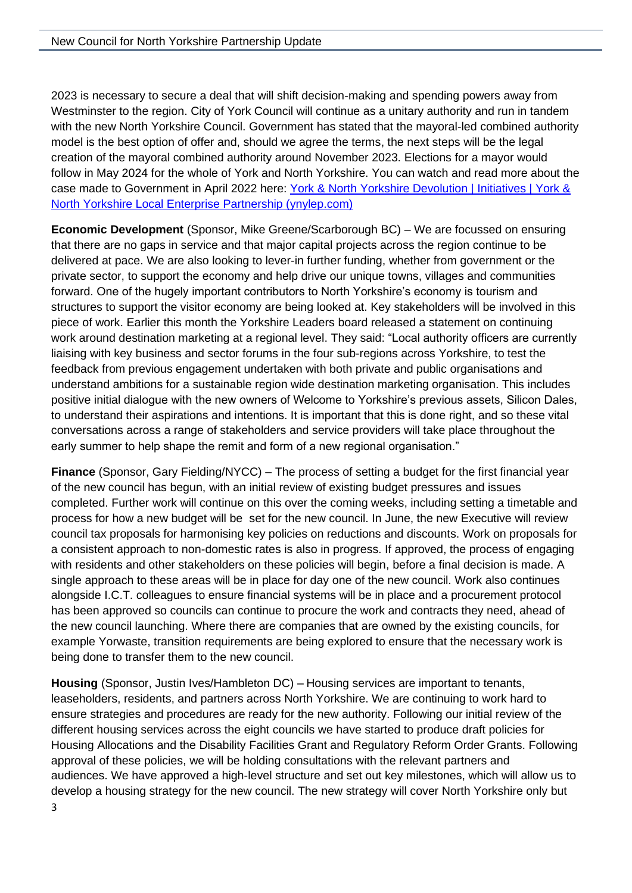2023 is necessary to secure a deal that will shift decision-making and spending powers away from Westminster to the region. City of York Council will continue as a unitary authority and run in tandem with the new North Yorkshire Council. Government has stated that the mayoral-led combined authority model is the best option of offer and, should we agree the terms, the next steps will be the legal creation of the mayoral combined authority around November 2023. Elections for a mayor would follow in May 2024 for the whole of York and North Yorkshire. You can watch and read more about the case made to Government in April 2022 here: [York & North Yorkshire Devolution | Initiatives | York & North Yorkshire Local Enterprise Partnership (ynylep.com)]

**Economic Development** (Sponsor, Mike Greene/Scarborough BC) – We are focussed on ensuring that there are no gaps in service and that major capital projects across the region continue to be delivered at pace. We are also looking to lever-in further funding, whether from government or the private sector, to support the economy and help drive our unique towns, villages and communities forward. One of the hugely important contributors to North Yorkshire's economy is tourism and structures to support the visitor economy are being looked at. Key stakeholders will be involved in this piece of work. Earlier this month the Yorkshire Leaders board released a statement on continuing work around destination marketing at a regional level. They said: "Local authority officers are currently liaising with key business and sector forums in the four sub-regions across Yorkshire, to test the feedback from previous engagement undertaken with both private and public organisations and understand ambitions for a sustainable region wide destination marketing organisation. This includes positive initial dialogue with the new owners of Welcome to Yorkshire's previous assets, Silicon Dales, to understand their aspirations and intentions. It is important that this is done right, and so these vital conversations across a range of stakeholders and service providers will take place throughout the early summer to help shape the remit and form of a new regional organisation."

**Finance** (Sponsor, Gary Fielding/NYCC) – The process of setting a budget for the first financial year of the new council has begun, with an initial review of existing budget pressures and issues completed. Further work will continue on this over the coming weeks, including setting a timetable and process for how a new budget will be set for the new council. In June, the new Executive will review council tax proposals for harmonising key policies on reductions and discounts. Work on proposals for a consistent approach to non-domestic rates is also in progress. If approved, the process of engaging with residents and other stakeholders on these policies will begin, before a final decision is made. A single approach to these areas will be in place for day one of the new council. Work also continues alongside I.C.T. colleagues to ensure financial systems will be in place and a procurement protocol has been approved so councils can continue to procure the work and contracts they need, ahead of the new council launching. Where there are companies that are owned by the existing councils, for example Yorwaste, transition requirements are being explored to ensure that the necessary work is being done to transfer them to the new council.

**Housing** (Sponsor, Justin Ives/Hambleton DC) – Housing services are important to tenants, leaseholders, residents, and partners across North Yorkshire. We are continuing to work hard to ensure strategies and procedures are ready for the new authority. Following our initial review of the different housing services across the eight councils we have started to produce draft policies for Housing Allocations and the Disability Facilities Grant and Regulatory Reform Order Grants. Following approval of these policies, we will be holding consultations with the relevant partners and audiences. We have approved a high-level structure and set out key milestones, which will allow us to develop a housing strategy for the new council. The new strategy will cover North Yorkshire only but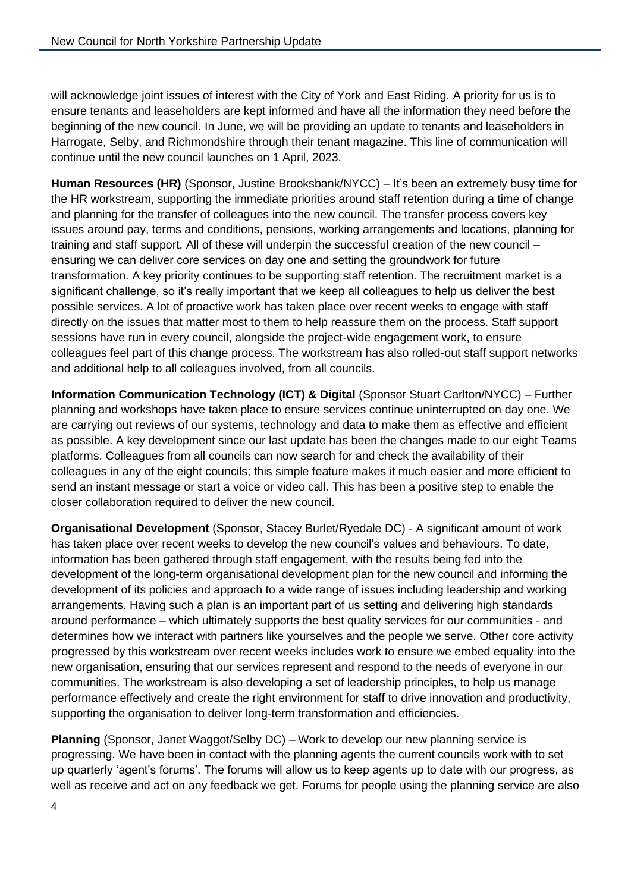will acknowledge joint issues of interest with the City of York and East Riding. A priority for us is to ensure tenants and leaseholders are kept informed and have all the information they need before the beginning of the new council. In June, we will be providing an update to tenants and leaseholders in Harrogate, Selby, and Richmondshire through their tenant magazine. This line of communication will continue until the new council launches on 1 April, 2023.

**Human Resources (HR)** (Sponsor, Justine Brooksbank/NYCC) – It's been an extremely busy time for the HR workstream, supporting the immediate priorities around staff retention during a time of change and planning for the transfer of colleagues into the new council. The transfer process covers key issues around pay, terms and conditions, pensions, working arrangements and locations, planning for training and staff support. All of these will underpin the successful creation of the new council – ensuring we can deliver core services on day one and setting the groundwork for future transformation. A key priority continues to be supporting staff retention. The recruitment market is a significant challenge, so it's really important that we keep all colleagues to help us deliver the best possible services. A lot of proactive work has taken place over recent weeks to engage with staff directly on the issues that matter most to them to help reassure them on the process. Staff support sessions have run in every council, alongside the project-wide engagement work, to ensure colleagues feel part of this change process. The workstream has also rolled-out staff support networks and additional help to all colleagues involved, from all councils.

**Information Communication Technology (ICT) & Digital** (Sponsor Stuart Carlton/NYCC) – Further planning and workshops have taken place to ensure services continue uninterrupted on day one. We are carrying out reviews of our systems, technology and data to make them as effective and efficient as possible. A key development since our last update has been the changes made to our eight Teams platforms. Colleagues from all councils can now search for and check the availability of their colleagues in any of the eight councils; this simple feature makes it much easier and more efficient to send an instant message or start a voice or video call. This has been a positive step to enable the closer collaboration required to deliver the new council.

**Organisational Development** (Sponsor, Stacey Burlet/Ryedale DC) - A significant amount of work has taken place over recent weeks to develop the new council's values and behaviours. To date, information has been gathered through staff engagement, with the results being fed into the development of the long-term organisational development plan for the new council and informing the development of its policies and approach to a wide range of issues including leadership and working arrangements. Having such a plan is an important part of us setting and delivering high standards around performance – which ultimately supports the best quality services for our communities - and determines how we interact with partners like yourselves and the people we serve. Other core activity progressed by this workstream over recent weeks includes work to ensure we embed equality into the new organisation, ensuring that our services represent and respond to the needs of everyone in our communities. The workstream is also developing a set of leadership principles, to help us manage performance effectively and create the right environment for staff to drive innovation and productivity, supporting the organisation to deliver long-term transformation and efficiencies.

**Planning** (Sponsor, Janet Waggot/Selby DC) – Work to develop our new planning service is progressing. We have been in contact with the planning agents the current councils work with to set up quarterly 'agent's forums'. The forums will allow us to keep agents up to date with our progress, as well as receive and act on any feedback we get. Forums for people using the planning service are also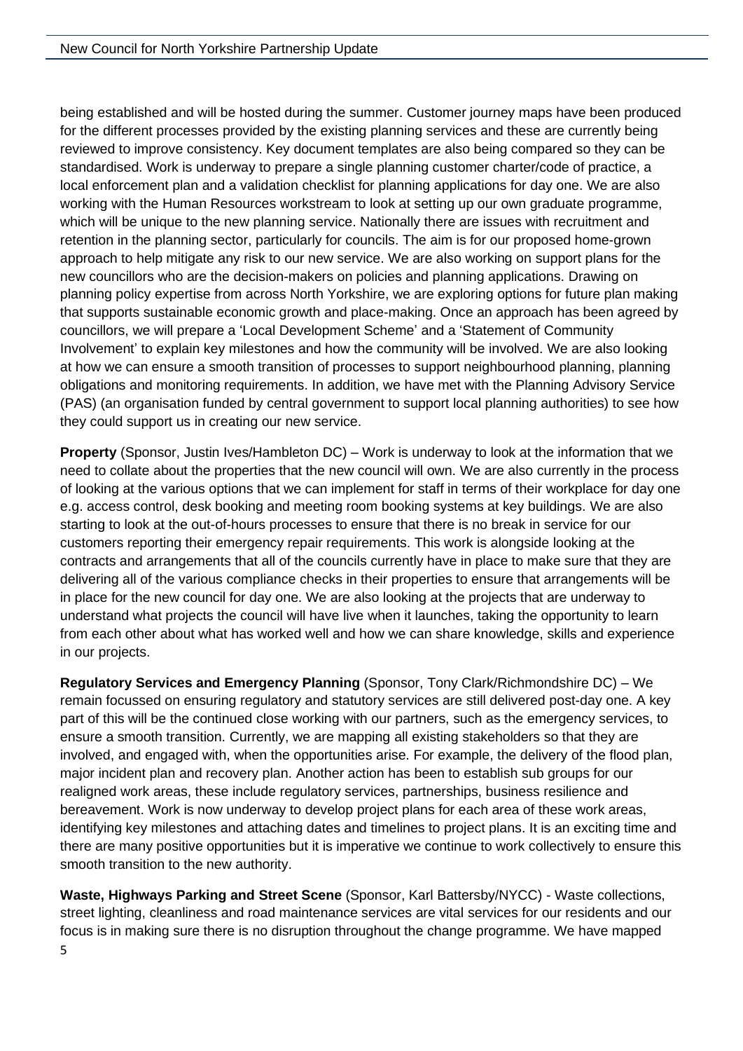being established and will be hosted during the summer. Customer journey maps have been produced for the different processes provided by the existing planning services and these are currently being reviewed to improve consistency. Key document templates are also being compared so they can be standardised. Work is underway to prepare a single planning customer charter/code of practice, a local enforcement plan and a validation checklist for planning applications for day one. We are also working with the Human Resources workstream to look at setting up our own graduate programme, which will be unique to the new planning service. Nationally there are issues with recruitment and retention in the planning sector, particularly for councils. The aim is for our proposed home-grown approach to help mitigate any risk to our new service. We are also working on support plans for the new councillors who are the decision-makers on policies and planning applications. Drawing on planning policy expertise from across North Yorkshire, we are exploring options for future plan making that supports sustainable economic growth and place-making. Once an approach has been agreed by councillors, we will prepare a 'Local Development Scheme' and a 'Statement of Community Involvement' to explain key milestones and how the community will be involved. We are also looking at how we can ensure a smooth transition of processes to support neighbourhood planning, planning obligations and monitoring requirements. In addition, we have met with the Planning Advisory Service (PAS) (an organisation funded by central government to support local planning authorities) to see how they could support us in creating our new service.

**Property** (Sponsor, Justin Ives/Hambleton DC) – Work is underway to look at the information that we need to collate about the properties that the new council will own. We are also currently in the process of looking at the various options that we can implement for staff in terms of their workplace for day one e.g. access control, desk booking and meeting room booking systems at key buildings. We are also starting to look at the out-of-hours processes to ensure that there is no break in service for our customers reporting their emergency repair requirements. This work is alongside looking at the contracts and arrangements that all of the councils currently have in place to make sure that they are delivering all of the various compliance checks in their properties to ensure that arrangements will be in place for the new council for day one. We are also looking at the projects that are underway to understand what projects the council will have live when it launches, taking the opportunity to learn from each other about what has worked well and how we can share knowledge, skills and experience in our projects.

**Regulatory Services and Emergency Planning** (Sponsor, Tony Clark/Richmondshire DC) – We remain focussed on ensuring regulatory and statutory services are still delivered post-day one. A key part of this will be the continued close working with our partners, such as the emergency services, to ensure a smooth transition. Currently, we are mapping all existing stakeholders so that they are involved, and engaged with, when the opportunities arise. For example, the delivery of the flood plan, major incident plan and recovery plan. Another action has been to establish sub groups for our realigned work areas, these include regulatory services, partnerships, business resilience and bereavement. Work is now underway to develop project plans for each area of these work areas, identifying key milestones and attaching dates and timelines to project plans. It is an exciting time and there are many positive opportunities but it is imperative we continue to work collectively to ensure this smooth transition to the new authority.

**Waste, Highways Parking and Street Scene** (Sponsor, Karl Battersby/NYCC) - Waste collections, street lighting, cleanliness and road maintenance services are vital services for our residents and our focus is in making sure there is no disruption throughout the change programme. We have mapped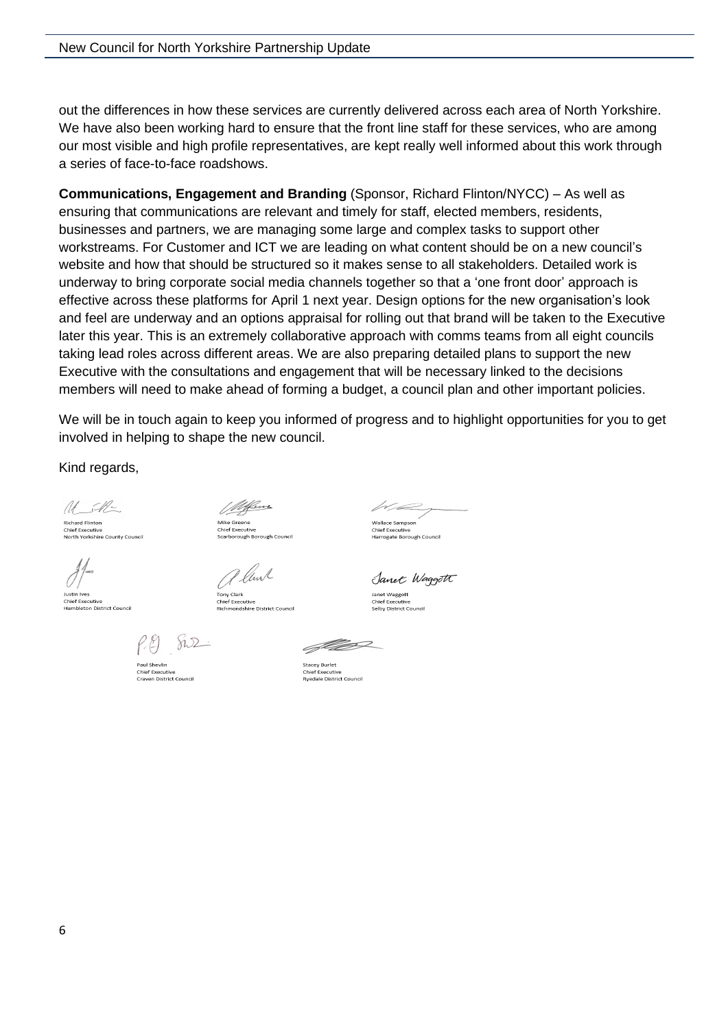out the differences in how these services are currently delivered across each area of North Yorkshire. We have also been working hard to ensure that the front line staff for these services, who are among our most visible and high profile representatives, are kept really well informed about this work through a series of face-to-face roadshows.

**Communications, Engagement and Branding** (Sponsor, Richard Flinton/NYCC) – As well as ensuring that communications are relevant and timely for staff, elected members, residents, businesses and partners, we are managing some large and complex tasks to support other workstreams. For Customer and ICT we are leading on what content should be on a new council's website and how that should be structured so it makes sense to all stakeholders. Detailed work is underway to bring corporate social media channels together so that a 'one front door' approach is effective across these platforms for April 1 next year. Design options for the new organisation's look and feel are underway and an options appraisal for rolling out that brand will be taken to the Executive later this year. This is an extremely collaborative approach with comms teams from all eight councils taking lead roles across different areas. We are also preparing detailed plans to support the new Executive with the consultations and engagement that will be necessary linked to the decisions members will need to make ahead of forming a budget, a council plan and other important policies.

We will be in touch again to keep you informed of progress and to highlight opportunities for you to get involved in helping to shape the new council.

Kind regards,

Richard Flinton
Chief Executive
North Yorkshire County Council

Mike Greene
Chief Executive
Scarborough Borough Council

Wallace Sampson
Chief Executive
Harrogate Borough Council

Justin Ives
Chief Executive
Hambleton District Council

Tony Clark
Chief Executive
Richmondshire District Council

Janet Waggott
Chief Executive
Selby District Council

Paul Shevlin
Chief Executive
Craven District Council

Stacey Burlet
Chief Executive
Ryedale District Council